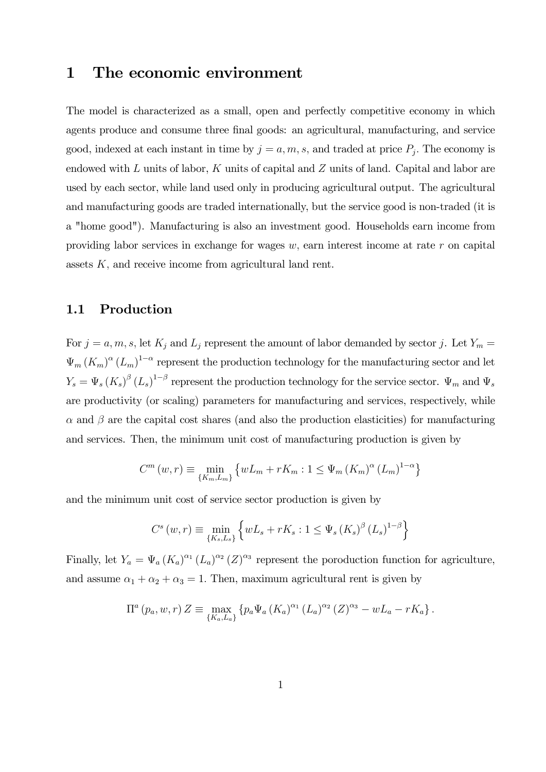# 1 The economic environment

The model is characterized as a small, open and perfectly competitive economy in which agents produce and consume three final goods: an agricultural, manufacturing, and service good, indexed at each instant in time by $j = a, m, s$, and traded at price $P_j$. The economy is endowed with $L$ units of labor, $K$ units of capital and $Z$ units of land. Capital and labor are used by each sector, while land used only in producing agricultural output. The agricultural and manufacturing goods are traded internationally, but the service good is non-traded (it is a "home good"). Manufacturing is also an investment good. Households earn income from providing labor services in exchange for wages $w$, earn interest income at rate $r$ on capital assets $K$, and receive income from agricultural land rent.

## 1.1 Production

For $j = a, m, s$, let $K_j$ and $L_j$ represent the amount of labor demanded by sector $j$. Let $Y_m = \Psi_m (K_m)^{\alpha} (L_m)^{1-\alpha}$ represent the production technology for the manufacturing sector and let $Y_s = \Psi_s (K_s)^{\beta} (L_s)^{1-\beta}$ represent the production technology for the service sector. $\Psi_m$ and $\Psi_s$ are productivity (or scaling) parameters for manufacturing and services, respectively, while $\alpha$ and $\beta$ are the capital cost shares (and also the production elasticities) for manufacturing and services. Then, the minimum unit cost of manufacturing production is given by

$$C^m (w, r) \equiv \min_{\{K_m, L_m\}} \left\{ wL_m + rK_m : 1 \leq \Psi_m (K_m)^{\alpha} (L_m)^{1-\alpha} \right\}$$

and the minimum unit cost of service sector production is given by

$$C^s (w, r) \equiv \min_{\{K_s, L_s\}} \left\{ wL_s + rK_s : 1 \leq \Psi_s (K_s)^{\beta} (L_s)^{1-\beta} \right\}$$

Finally, let $Y_a = \Psi_a (K_a)^{\alpha_1} (L_a)^{\alpha_2} (Z)^{\alpha_3}$ represent the poroduction function for agriculture, and assume $\alpha_1 + \alpha_2 + \alpha_3 = 1$. Then, maximum agricultural rent is given by

$$\Pi^a (p_a, w, r) Z \equiv \max_{\{K_a, L_a\}} \left\{ p_a \Psi_a (K_a)^{\alpha_1} (L_a)^{\alpha_2} (Z)^{\alpha_3} - wL_a - rK_a \right\}.$$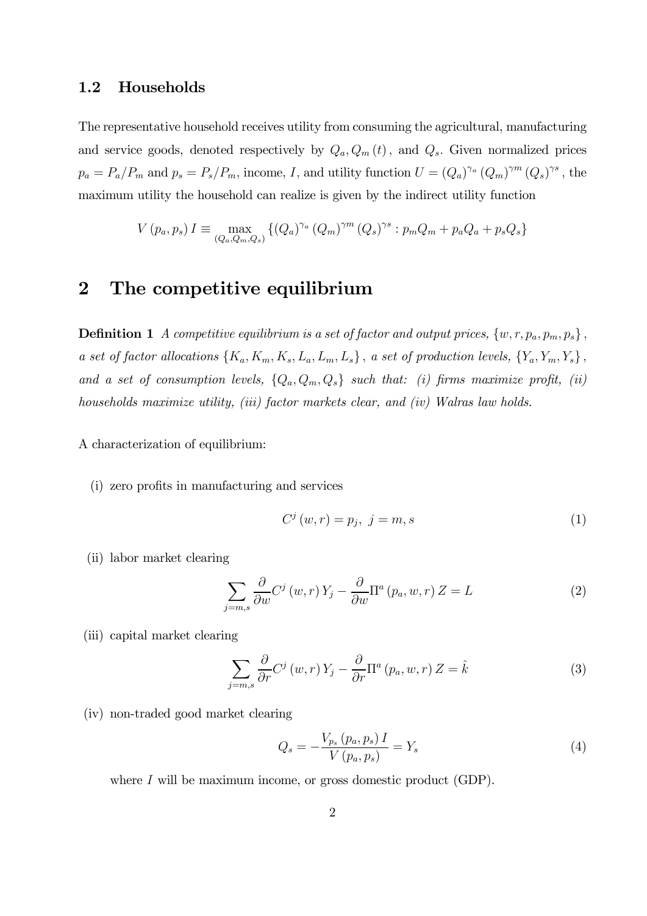### 1.2 Households

The representative household receives utility from consuming the agricultural, manufacturing and service goods, denoted respectively by $Q_a, Q_m(t)$, and $Q_s$. Given normalized prices $p_a = P_a/P_m$ and $p_s = P_s/P_m$, income, $I$, and utility function $U = (Q_a)^{\gamma_a}(Q_m)^{\gamma m}(Q_s)^{\gamma s}$, the maximum utility the household can realize is given by the indirect utility function

$$V(p_a, p_s)\, I \equiv \max_{(Q_a, Q_m, Q_s)} \left\{ (Q_a)^{\gamma_a}(Q_m)^{\gamma m}(Q_s)^{\gamma s} : p_m Q_m + p_a Q_a + p_s Q_s \right\}$$

## 2 The competitive equilibrium

**Definition 1** *A competitive equilibrium is a set of factor and output prices, $\{w, r, p_a, p_m, p_s\}$, a set of factor allocations $\{K_a, K_m, K_s, L_a, L_m, L_s\}$, a set of production levels, $\{Y_a, Y_m, Y_s\}$, and a set of consumption levels, $\{Q_a, Q_m, Q_s\}$ such that: (i) firms maximize profit, (ii) households maximize utility, (iii) factor markets clear, and (iv) Walras law holds.*

A characterization of equilibrium:

(i) zero profits in manufacturing and services

$$C^j(w, r) = p_j, \;\; j = m, s \tag{1}$$

(ii) labor market clearing

$$\sum_{j=m,s} \frac{\partial}{\partial w} C^j(w, r)\, Y_j - \frac{\partial}{\partial w} \Pi^a(p_a, w, r)\, Z = L \tag{2}$$

(iii) capital market clearing

$$\sum_{j=m,s} \frac{\partial}{\partial r} C^j(w, r)\, Y_j - \frac{\partial}{\partial r} \Pi^a(p_a, w, r)\, Z = \hat{k} \tag{3}$$

(iv) non-traded good market clearing

$$Q_s = -\frac{V_{p_s}(p_a, p_s)\, I}{V(p_a, p_s)} = Y_s \tag{4}$$

where $I$ will be maximum income, or gross domestic product (GDP).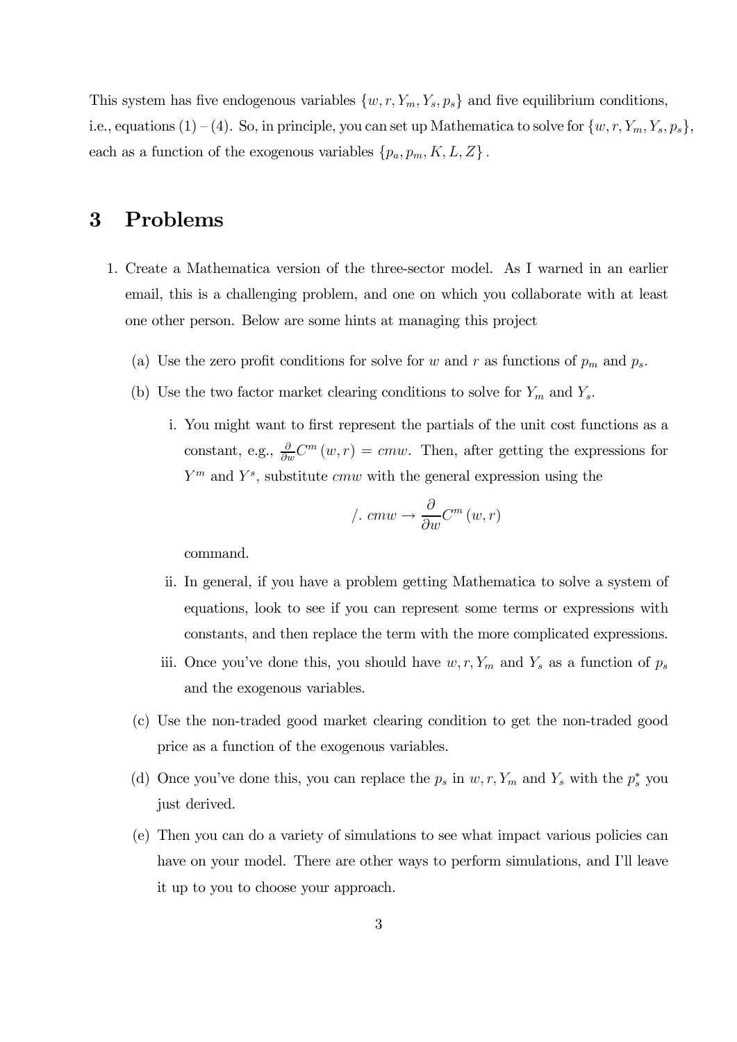This system has five endogenous variables $\{w, r, Y_m, Y_s, p_s\}$ and five equilibrium conditions, i.e., equations (1) – (4). So, in principle, you can set up Mathematica to solve for $\{w, r, Y_m, Y_s, p_s\}$, each as a function of the exogenous variables $\{p_a, p_m, K, L, Z\}$.

# 3 Problems

1. Create a Mathematica version of the three-sector model. As I warned in an earlier email, this is a challenging problem, and one on which you collaborate with at least one other person. Below are some hints at managing this project
   (a) Use the zero profit conditions for solve for $w$ and $r$ as functions of $p_m$ and $p_s$.
   (b) Use the two factor market clearing conditions to solve for $Y_m$ and $Y_s$.
      i. You might want to first represent the partials of the unit cost functions as a constant, e.g., $\frac{\partial}{\partial w} C^m(w, r) = cmw$. Then, after getting the expressions for $Y^m$ and $Y^s$, substitute $cmw$ with the general expression using the
      $$/.\ cmw \to \frac{\partial}{\partial w} C^m(w, r)$$
      command.
      ii. In general, if you have a problem getting Mathematica to solve a system of equations, look to see if you can represent some terms or expressions with constants, and then replace the term with the more complicated expressions.
      iii. Once you've done this, you should have $w, r, Y_m$ and $Y_s$ as a function of $p_s$ and the exogenous variables.
   (c) Use the non-traded good market clearing condition to get the non-traded good price as a function of the exogenous variables.
   (d) Once you've done this, you can replace the $p_s$ in $w, r, Y_m$ and $Y_s$ with the $p_s^*$ you just derived.
   (e) Then you can do a variety of simulations to see what impact various policies can have on your model. There are other ways to perform simulations, and I'll leave it up to you to choose your approach.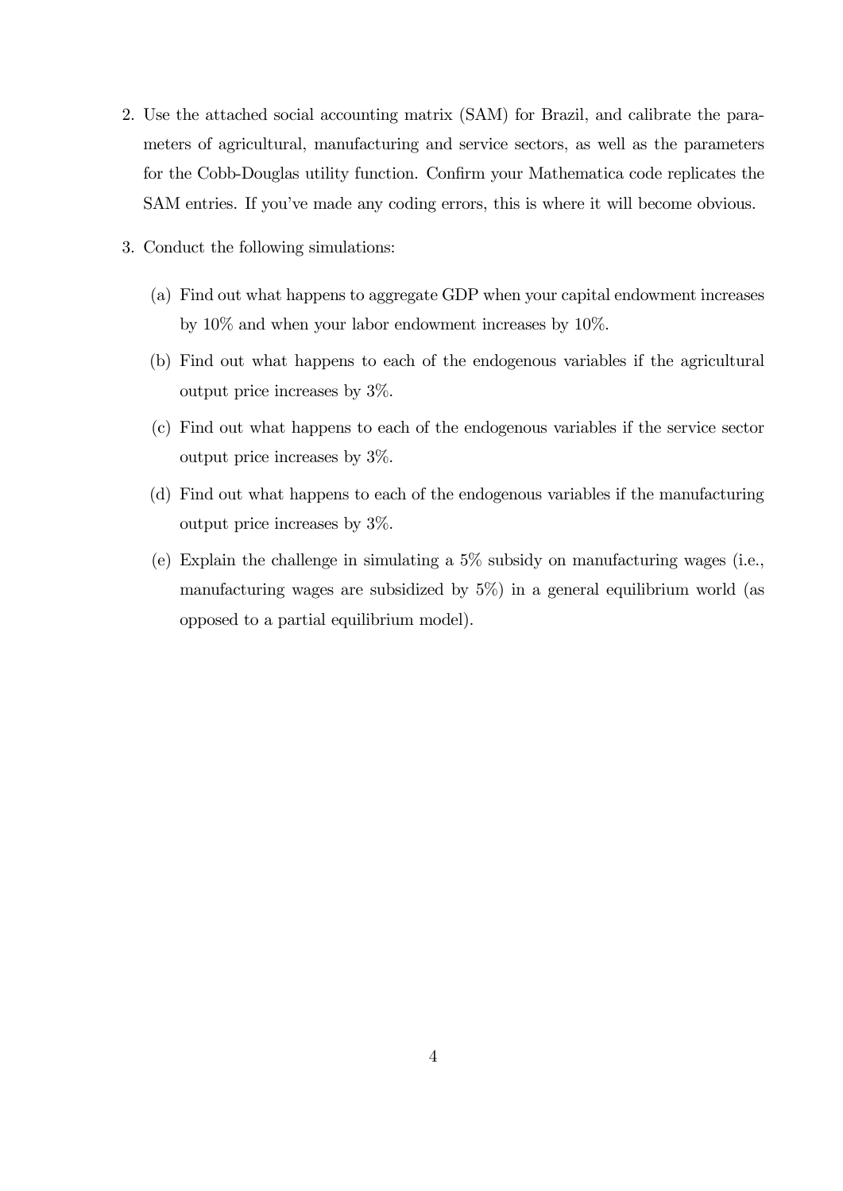2. Use the attached social accounting matrix (SAM) for Brazil, and calibrate the parameters of agricultural, manufacturing and service sectors, as well as the parameters for the Cobb-Douglas utility function. Confirm your Mathematica code replicates the SAM entries. If you've made any coding errors, this is where it will become obvious.

3. Conduct the following simulations:

   (a) Find out what happens to aggregate GDP when your capital endowment increases by 10% and when your labor endowment increases by 10%.

   (b) Find out what happens to each of the endogenous variables if the agricultural output price increases by 3%.

   (c) Find out what happens to each of the endogenous variables if the service sector output price increases by 3%.

   (d) Find out what happens to each of the endogenous variables if the manufacturing output price increases by 3%.

   (e) Explain the challenge in simulating a 5% subsidy on manufacturing wages (i.e., manufacturing wages are subsidized by 5%) in a general equilibrium world (as opposed to a partial equilibrium model).